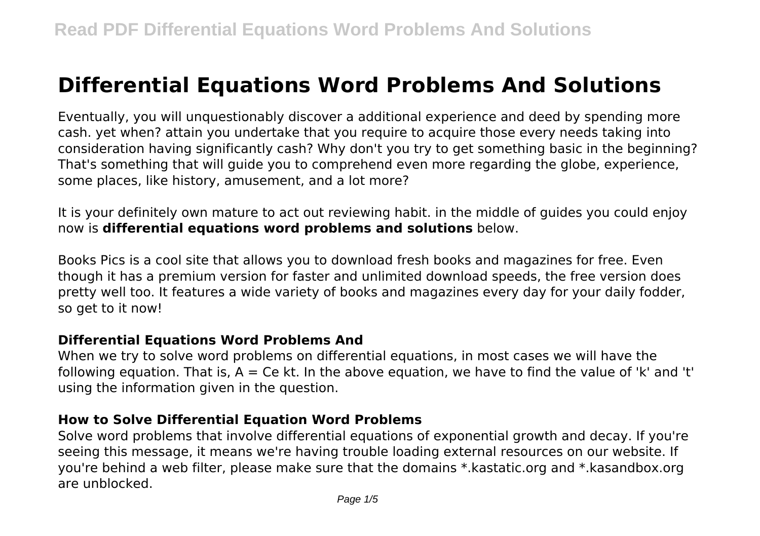# Differential Equations Word Problems And Solutions

Eventually, you will unquestionably discover a additional experience and deed by spending more cash. yet when? attain you undertake that you require to acquire those every needs taking into consideration having significantly cash? Why don't you try to get something basic in the beginning? That's something that will guide you to comprehend even more regarding the globe, experience, some places, like history, amusement, and a lot more?

It is your definitely own mature to act out reviewing habit. in the middle of guides you could enjoy now is **differential equations word problems and solutions** below.

Books Pics is a cool site that allows you to download fresh books and magazines for free. Even though it has a premium version for faster and unlimited download speeds, the free version does pretty well too. It features a wide variety of books and magazines every day for your daily fodder, so get to it now!

## Differential Equations Word Problems And

When we try to solve word problems on differential equations, in most cases we will have the following equation. That is, $A = Ce$ kt. In the above equation, we have to find the value of 'k' and 't' using the information given in the question.

## How to Solve Differential Equation Word Problems

Solve word problems that involve differential equations of exponential growth and decay. If you're seeing this message, it means we're having trouble loading external resources on our website. If you're behind a web filter, please make sure that the domains *.kastatic.org and *.kasandbox.org are unblocked.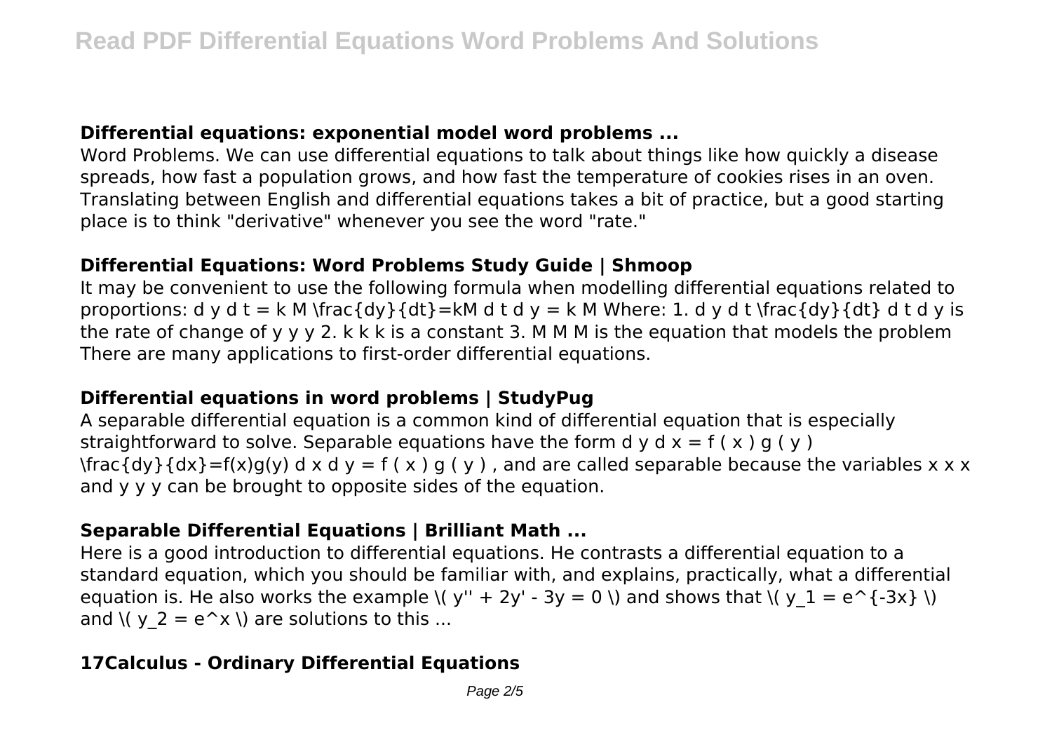### Differential equations: exponential model word problems ...

Word Problems. We can use differential equations to talk about things like how quickly a disease spreads, how fast a population grows, and how fast the temperature of cookies rises in an oven. Translating between English and differential equations takes a bit of practice, but a good starting place is to think "derivative" whenever you see the word "rate."

### Differential Equations: Word Problems Study Guide | Shmoop

It may be convenient to use the following formula when modelling differential equations related to proportions: $\frac{dy}{dt}=kM$ Where: 1. $\frac{dy}{dt}$ is the rate of change of $y$ 2. $k$ is a constant 3. $M$ is the equation that models the problem There are many applications to first-order differential equations.

### Differential equations in word problems | StudyPug

A separable differential equation is a common kind of differential equation that is especially straightforward to solve. Separable equations have the form $\frac{dy}{dx}=f(x)g(y)$, and are called separable because the variables $x$ and $y$ can be brought to opposite sides of the equation.

### Separable Differential Equations | Brilliant Math ...

Here is a good introduction to differential equations. He contrasts a differential equation to a standard equation, which you should be familiar with, and explains, practically, what a differential equation is. He also works the example $y'' + 2y' - 3y = 0$ and shows that $y_1 = e^{-3x}$ and $y_2 = e^x$ are solutions to this ...

### 17Calculus - Ordinary Differential Equations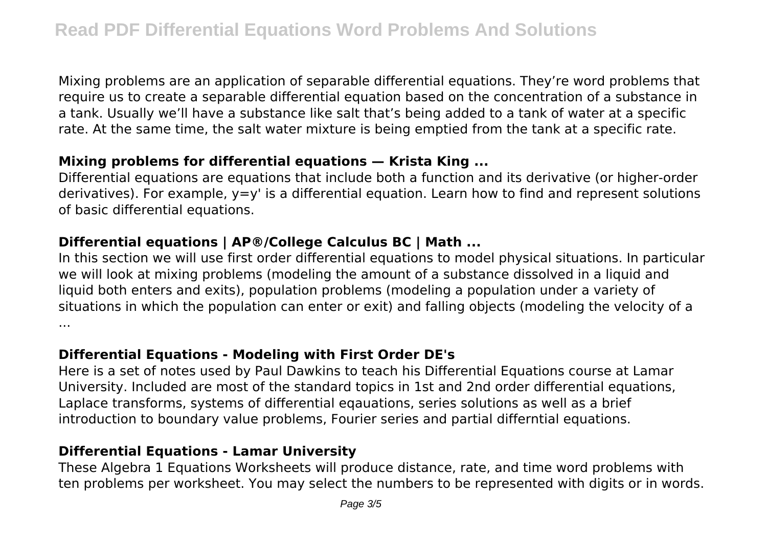Mixing problems are an application of separable differential equations. They're word problems that require us to create a separable differential equation based on the concentration of a substance in a tank. Usually we'll have a substance like salt that's being added to a tank of water at a specific rate. At the same time, the salt water mixture is being emptied from the tank at a specific rate.

### Mixing problems for differential equations — Krista King ...

Differential equations are equations that include both a function and its derivative (or higher-order derivatives). For example, $y=y'$ is a differential equation. Learn how to find and represent solutions of basic differential equations.

### Differential equations | AP®︎/College Calculus BC | Math ...

In this section we will use first order differential equations to model physical situations. In particular we will look at mixing problems (modeling the amount of a substance dissolved in a liquid and liquid both enters and exits), population problems (modeling a population under a variety of situations in which the population can enter or exit) and falling objects (modeling the velocity of a ...

### Differential Equations - Modeling with First Order DE's

Here is a set of notes used by Paul Dawkins to teach his Differential Equations course at Lamar University. Included are most of the standard topics in 1st and 2nd order differential equations, Laplace transforms, systems of differential eqauations, series solutions as well as a brief introduction to boundary value problems, Fourier series and partial differntial equations.

### Differential Equations - Lamar University

These Algebra 1 Equations Worksheets will produce distance, rate, and time word problems with ten problems per worksheet. You may select the numbers to be represented with digits or in words.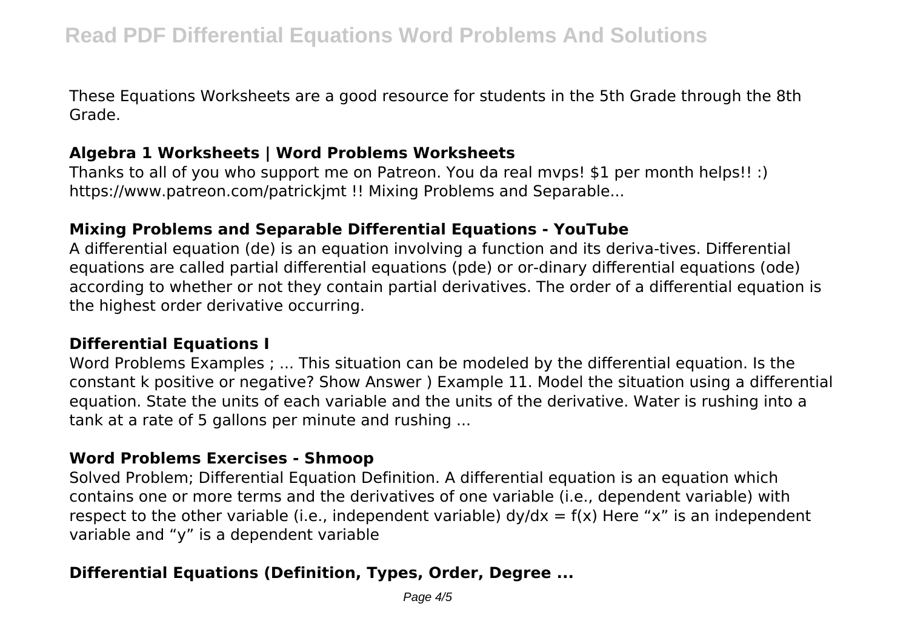These Equations Worksheets are a good resource for students in the 5th Grade through the 8th Grade.

### Algebra 1 Worksheets | Word Problems Worksheets

Thanks to all of you who support me on Patreon. You da real mvps! $1 per month helps!! :) https://www.patreon.com/patrickjmt !! Mixing Problems and Separable...

### Mixing Problems and Separable Differential Equations - YouTube

A differential equation (de) is an equation involving a function and its deriva-tives. Differential equations are called partial differential equations (pde) or or-dinary differential equations (ode) according to whether or not they contain partial derivatives. The order of a differential equation is the highest order derivative occurring.

### Differential Equations I

Word Problems Examples ; ... This situation can be modeled by the differential equation. Is the constant k positive or negative? Show Answer ) Example 11. Model the situation using a differential equation. State the units of each variable and the units of the derivative. Water is rushing into a tank at a rate of 5 gallons per minute and rushing ...

### Word Problems Exercises - Shmoop

Solved Problem; Differential Equation Definition. A differential equation is an equation which contains one or more terms and the derivatives of one variable (i.e., dependent variable) with respect to the other variable (i.e., independent variable) $dy/dx = f(x)$ Here "x" is an independent variable and "y" is a dependent variable

### Differential Equations (Definition, Types, Order, Degree ...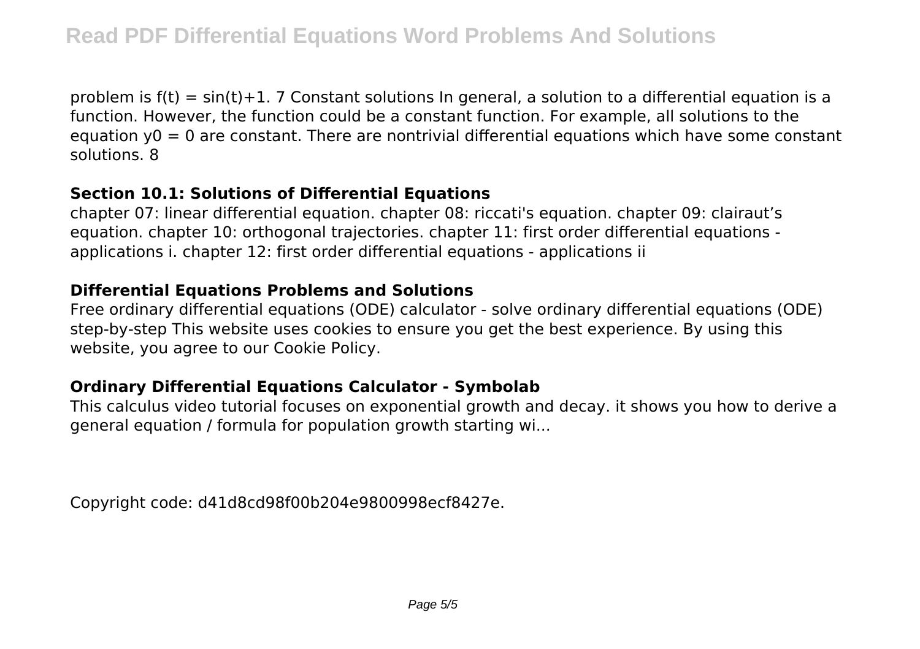problem is $f(t) = \sin(t)+1$. 7 Constant solutions In general, a solution to a differential equation is a function. However, the function could be a constant function. For example, all solutions to the equation $y0 = 0$ are constant. There are nontrivial differential equations which have some constant solutions. 8

### Section 10.1: Solutions of Differential Equations

chapter 07: linear differential equation. chapter 08: riccati's equation. chapter 09: clairaut's equation. chapter 10: orthogonal trajectories. chapter 11: first order differential equations - applications i. chapter 12: first order differential equations - applications ii

### Differential Equations Problems and Solutions

Free ordinary differential equations (ODE) calculator - solve ordinary differential equations (ODE) step-by-step This website uses cookies to ensure you get the best experience. By using this website, you agree to our Cookie Policy.

### Ordinary Differential Equations Calculator - Symbolab

This calculus video tutorial focuses on exponential growth and decay. it shows you how to derive a general equation / formula for population growth starting wi...

Copyright code: d41d8cd98f00b204e9800998ecf8427e.